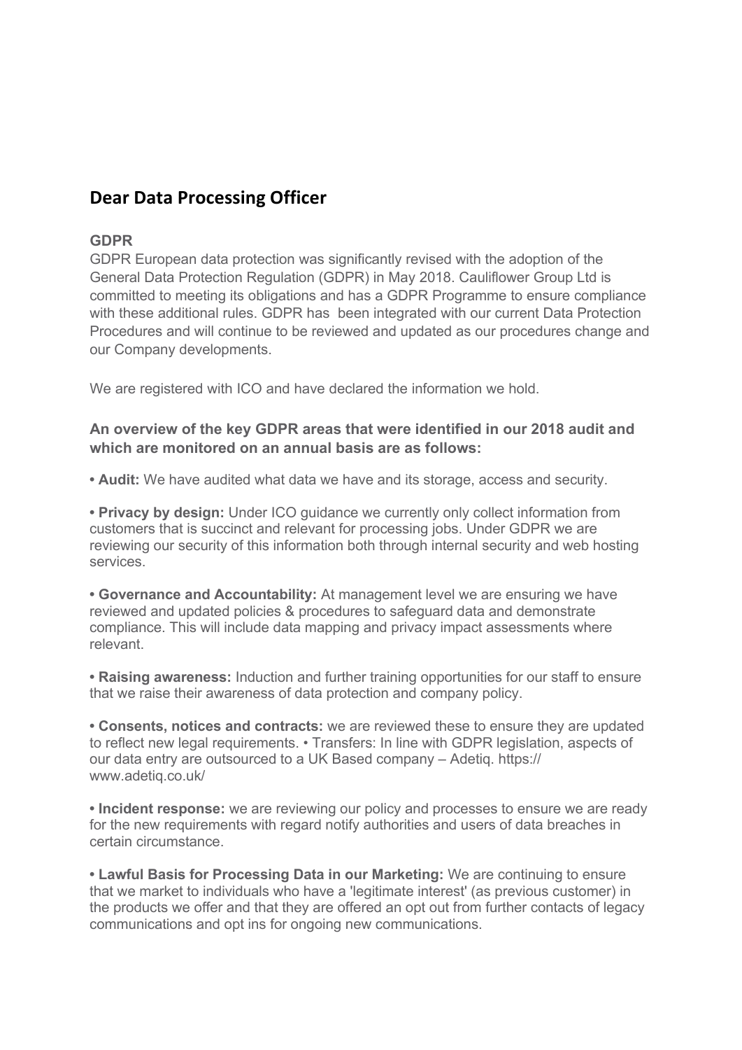## Dear Data Processing Officer

**GDPR**

GDPR European data protection was significantly revised with the adoption of the General Data Protection Regulation (GDPR) in May 2018. Cauliflower Group Ltd is committed to meeting its obligations and has a GDPR Programme to ensure compliance with these additional rules. GDPR has been integrated with our current Data Protection Procedures and will continue to be reviewed and updated as our procedures change and our Company developments.

We are registered with ICO and have declared the information we hold.

**An overview of the key GDPR areas that were identified in our 2018 audit and which are monitored on an annual basis are as follows:**

**• Audit:** We have audited what data we have and its storage, access and security.

**• Privacy by design:** Under ICO guidance we currently only collect information from customers that is succinct and relevant for processing jobs. Under GDPR we are reviewing our security of this information both through internal security and web hosting services.

**• Governance and Accountability:** At management level we are ensuring we have reviewed and updated policies & procedures to safeguard data and demonstrate compliance. This will include data mapping and privacy impact assessments where relevant.

**• Raising awareness:** Induction and further training opportunities for our staff to ensure that we raise their awareness of data protection and company policy.

**• Consents, notices and contracts:** we are reviewed these to ensure they are updated to reflect new legal requirements. • Transfers: In line with GDPR legislation, aspects of our data entry are outsourced to a UK Based company – Adetiq. https://www.adetiq.co.uk/

**• Incident response:** we are reviewing our policy and processes to ensure we are ready for the new requirements with regard notify authorities and users of data breaches in certain circumstance.

**• Lawful Basis for Processing Data in our Marketing:** We are continuing to ensure that we market to individuals who have a 'legitimate interest' (as previous customer) in the products we offer and that they are offered an opt out from further contacts of legacy communications and opt ins for ongoing new communications.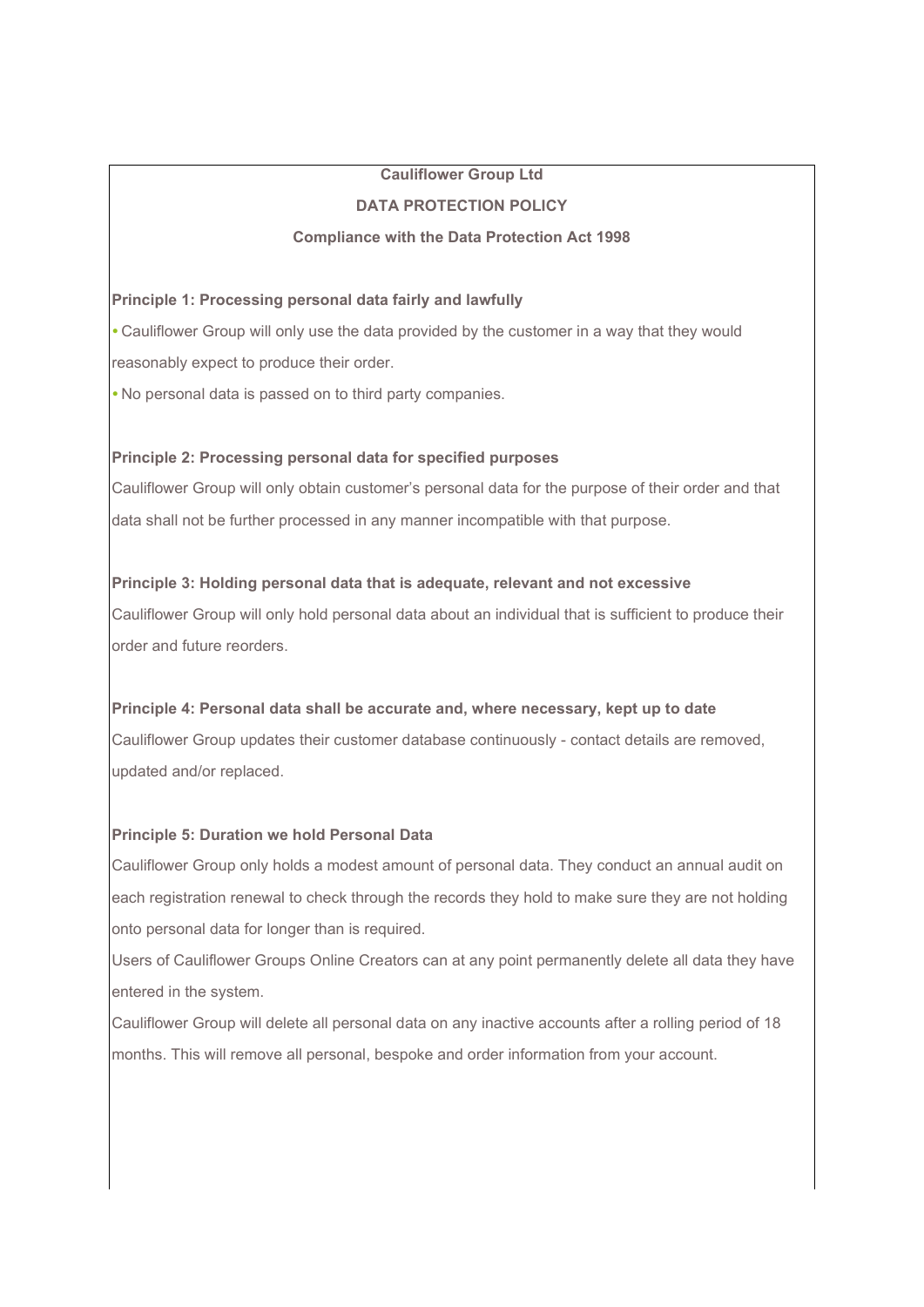**Cauliflower Group Ltd**

**DATA PROTECTION POLICY**

**Compliance with the Data Protection Act 1998**

**Principle 1: Processing personal data fairly and lawfully**

- Cauliflower Group will only use the data provided by the customer in a way that they would reasonably expect to produce their order.
- No personal data is passed on to third party companies.

**Principle 2: Processing personal data for specified purposes**

Cauliflower Group will only obtain customer's personal data for the purpose of their order and that data shall not be further processed in any manner incompatible with that purpose.

**Principle 3: Holding personal data that is adequate, relevant and not excessive**

Cauliflower Group will only hold personal data about an individual that is sufficient to produce their order and future reorders.

**Principle 4: Personal data shall be accurate and, where necessary, kept up to date**

Cauliflower Group updates their customer database continuously - contact details are removed, updated and/or replaced.

**Principle 5: Duration we hold Personal Data**

Cauliflower Group only holds a modest amount of personal data. They conduct an annual audit on each registration renewal to check through the records they hold to make sure they are not holding onto personal data for longer than is required.

Users of Cauliflower Groups Online Creators can at any point permanently delete all data they have entered in the system.

Cauliflower Group will delete all personal data on any inactive accounts after a rolling period of 18 months. This will remove all personal, bespoke and order information from your account.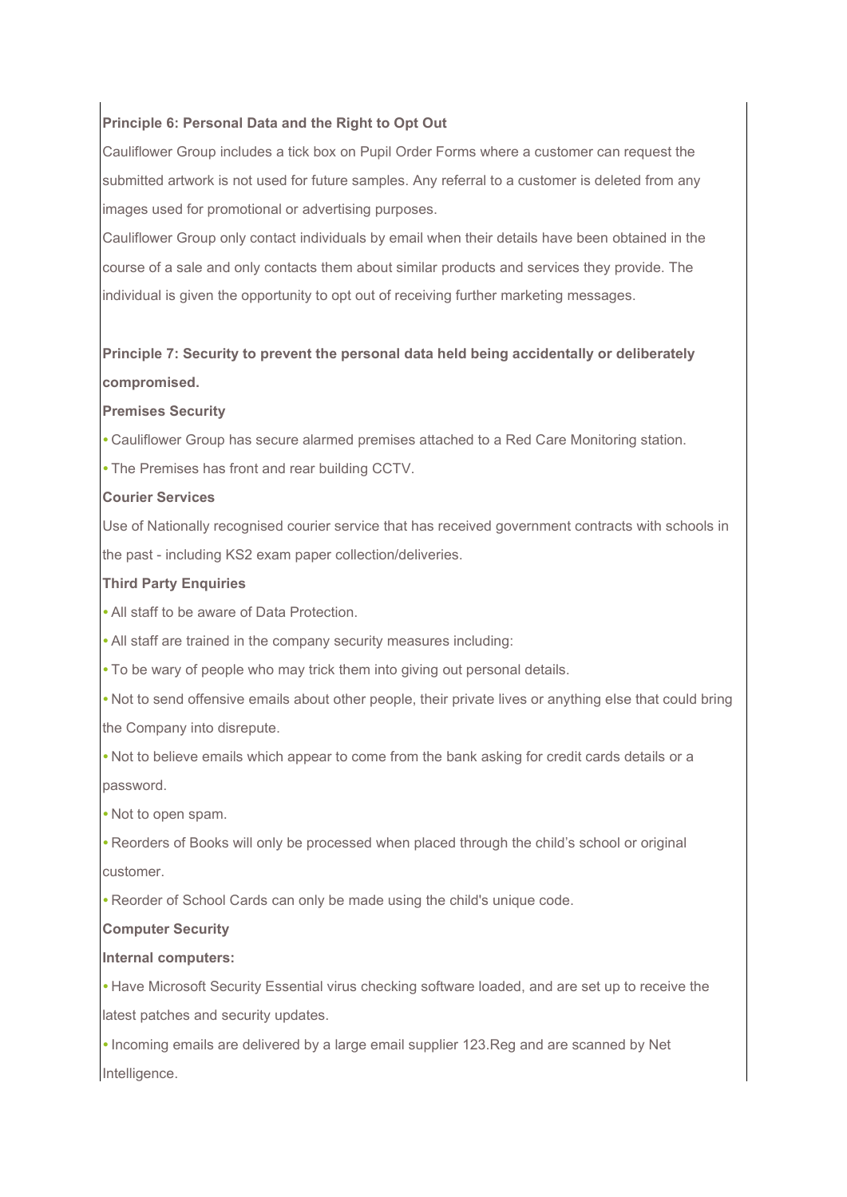**Principle 6: Personal Data and the Right to Opt Out**

Cauliflower Group includes a tick box on Pupil Order Forms where a customer can request the submitted artwork is not used for future samples. Any referral to a customer is deleted from any images used for promotional or advertising purposes.

Cauliflower Group only contact individuals by email when their details have been obtained in the course of a sale and only contacts them about similar products and services they provide. The individual is given the opportunity to opt out of receiving further marketing messages.

**Principle 7: Security to prevent the personal data held being accidentally or deliberately compromised.**

**Premises Security**

- Cauliflower Group has secure alarmed premises attached to a Red Care Monitoring station.
- The Premises has front and rear building CCTV.

**Courier Services**

Use of Nationally recognised courier service that has received government contracts with schools in the past - including KS2 exam paper collection/deliveries.

**Third Party Enquiries**

- All staff to be aware of Data Protection.
- All staff are trained in the company security measures including:
- To be wary of people who may trick them into giving out personal details.
- Not to send offensive emails about other people, their private lives or anything else that could bring the Company into disrepute.
- Not to believe emails which appear to come from the bank asking for credit cards details or a password.
- Not to open spam.
- Reorders of Books will only be processed when placed through the child's school or original customer.
- Reorder of School Cards can only be made using the child's unique code.

**Computer Security**

**Internal computers:**

- Have Microsoft Security Essential virus checking software loaded, and are set up to receive the latest patches and security updates.
- Incoming emails are delivered by a large email supplier 123.Reg and are scanned by Net Intelligence.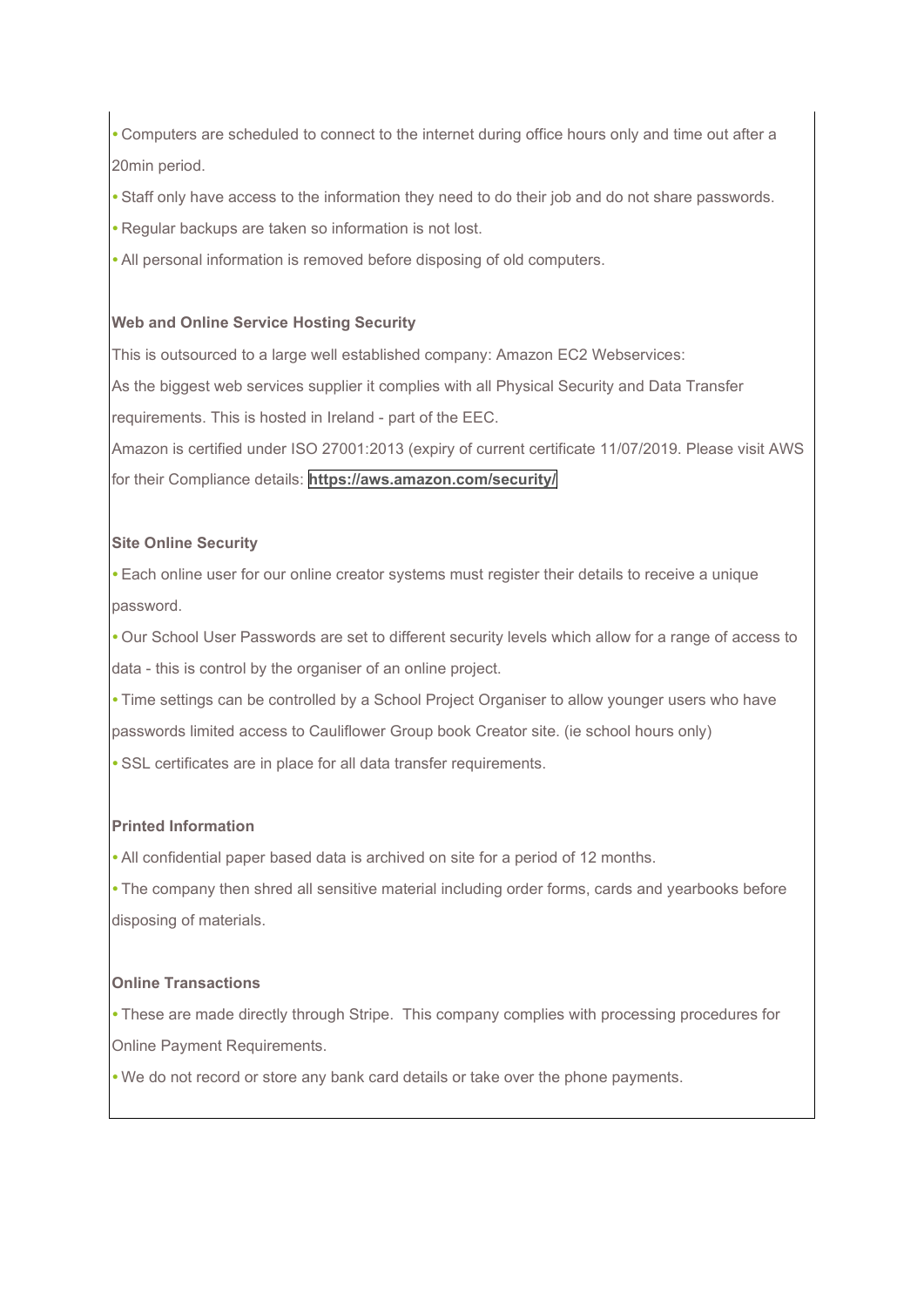- Computers are scheduled to connect to the internet during office hours only and time out after a 20min period.
- Staff only have access to the information they need to do their job and do not share passwords.
- Regular backups are taken so information is not lost.
- All personal information is removed before disposing of old computers.

**Web and Online Service Hosting Security**

This is outsourced to a large well established company: Amazon EC2 Webservices:
As the biggest web services supplier it complies with all Physical Security and Data Transfer requirements. This is hosted in Ireland - part of the EEC.
Amazon is certified under ISO 27001:2013 (expiry of current certificate 11/07/2019. Please visit AWS for their Compliance details: **https://aws.amazon.com/security/**

**Site Online Security**

- Each online user for our online creator systems must register their details to receive a unique password.
- Our School User Passwords are set to different security levels which allow for a range of access to data - this is control by the organiser of an online project.
- Time settings can be controlled by a School Project Organiser to allow younger users who have passwords limited access to Cauliflower Group book Creator site. (ie school hours only)
- SSL certificates are in place for all data transfer requirements.

**Printed Information**

- All confidential paper based data is archived on site for a period of 12 months.
- The company then shred all sensitive material including order forms, cards and yearbooks before disposing of materials.

**Online Transactions**

- These are made directly through Stripe. This company complies with processing procedures for Online Payment Requirements.
- We do not record or store any bank card details or take over the phone payments.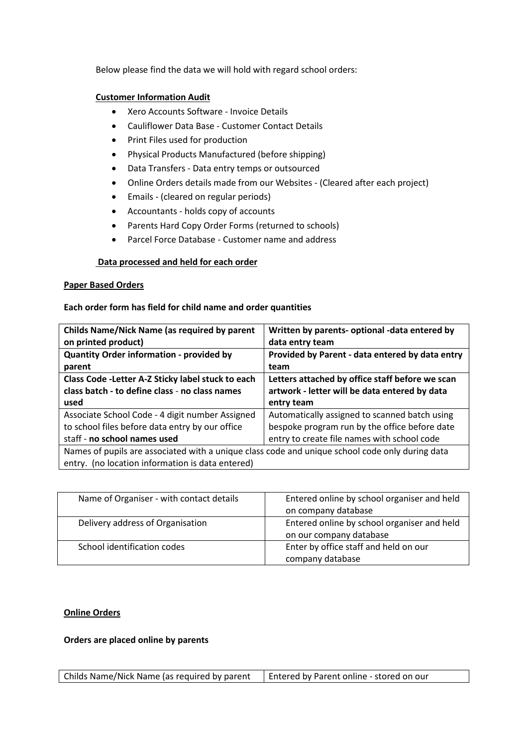Below please find the data we will hold with regard school orders:

**<u>Customer Information Audit</u>**

- Xero Accounts Software - Invoice Details
- Cauliflower Data Base - Customer Contact Details
- Print Files used for production
- Physical Products Manufactured (before shipping)
- Data Transfers - Data entry temps or outsourced
- Online Orders details made from our Websites - (Cleared after each project)
- Emails - (cleared on regular periods)
- Accountants - holds copy of accounts
- Parents Hard Copy Order Forms (returned to schools)
- Parcel Force Database - Customer name and address

**<u>Data processed and held for each order</u>**

**<u>Paper Based Orders</u>**

**Each order form has field for child name and order quantities**

| **Childs Name/Nick Name (as required by parent on printed product)** | **Written by parents- optional -data entered by data entry team** |
|---|---|
| **Quantity Order information - provided by parent** | **Provided by Parent - data entered by data entry team** |
| **Class Code -Letter A-Z Sticky label stuck to each class batch - to define class - no class names used** | **Letters attached by office staff before we scan artwork - letter will be data entered by data entry team** |
| Associate School Code - 4 digit number Assigned to school files before data entry by our office staff - **no school names used** | Automatically assigned to scanned batch using bespoke program run by the office before date entry to create file names with school code |
| Names of pupils are associated with a unique class code and unique school code only during data entry. (no location information is data entered) | |

| Name of Organiser - with contact details | Entered online by school organiser and held on company database |
|---|---|
| Delivery address of Organisation | Entered online by school organiser and held on our company database |
| School identification codes | Enter by office staff and held on our company database |

**<u>Online Orders</u>**

**Orders are placed online by parents**

| Childs Name/Nick Name (as required by parent | Entered by Parent online - stored on our |
|---|---|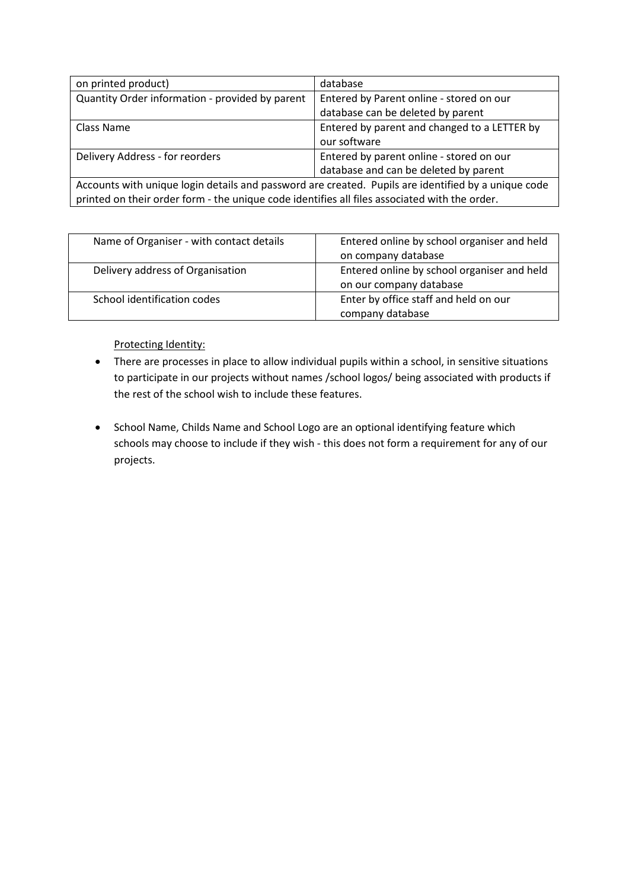| | |
|---|---|
| on printed product) | database |
| Quantity Order information - provided by parent | Entered by Parent online - stored on our database can be deleted by parent |
| Class Name | Entered by parent and changed to a LETTER by our software |
| Delivery Address - for reorders | Entered by parent online - stored on our database and can be deleted by parent |
| Accounts with unique login details and password are created. Pupils are identified by a unique code printed on their order form - the unique code identifies all files associated with the order. | |

| | |
|---|---|
| Name of Organiser - with contact details | Entered online by school organiser and held on company database |
| Delivery address of Organisation | Entered online by school organiser and held on our company database |
| School identification codes | Enter by office staff and held on our company database |

Protecting Identity:

- There are processes in place to allow individual pupils within a school, in sensitive situations to participate in our projects without names /school logos/ being associated with products if the rest of the school wish to include these features.
- School Name, Childs Name and School Logo are an optional identifying feature which schools may choose to include if they wish - this does not form a requirement for any of our projects.